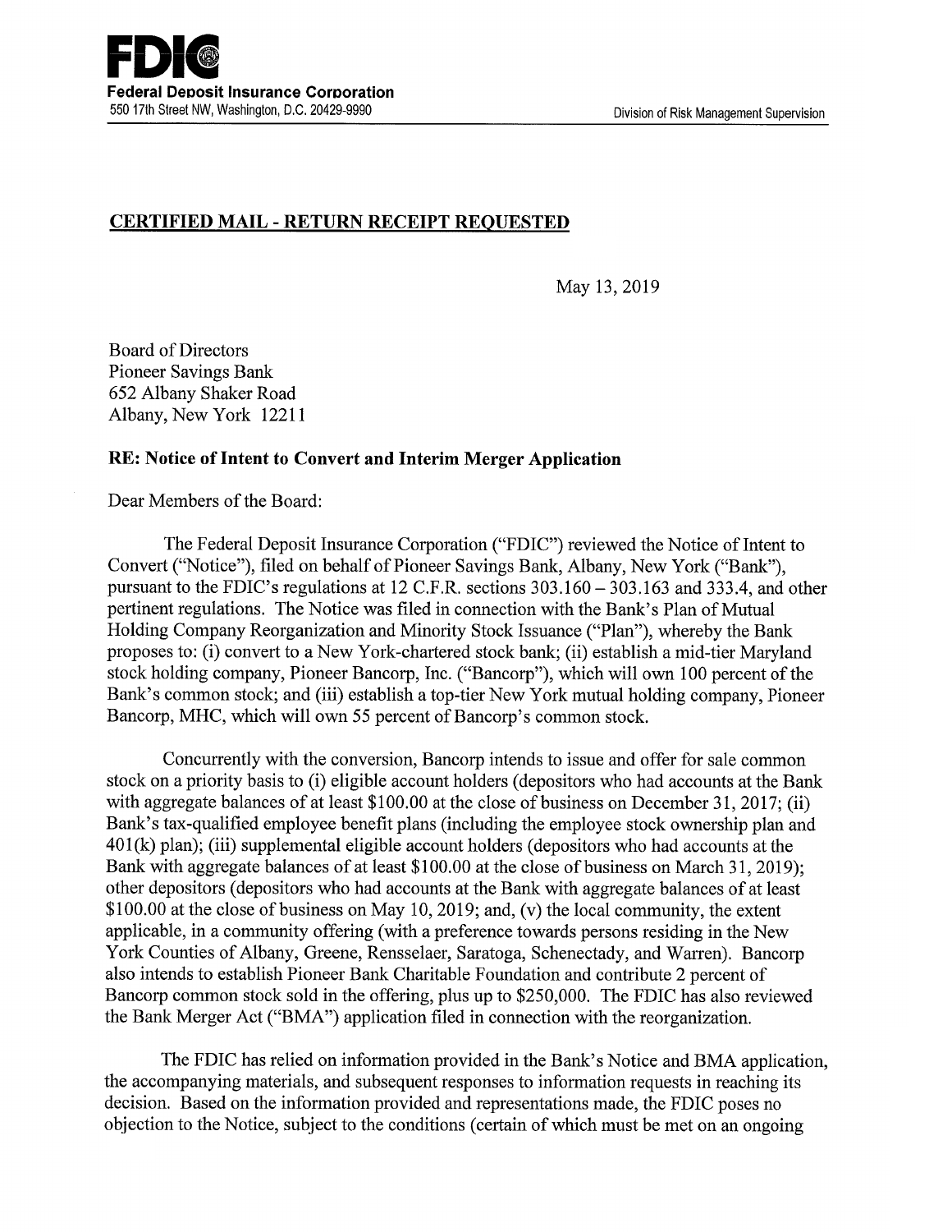**FDIC**
**Federal Deposit Insurance Corporation**
550 17th Street NW, Washington, D.C. 20429-9990

Division of Risk Management Supervision

**CERTIFIED MAIL - RETURN RECEIPT REQUESTED**

May 13, 2019

Board of Directors
Pioneer Savings Bank
652 Albany Shaker Road
Albany, New York 12211

**RE: Notice of Intent to Convert and Interim Merger Application**

Dear Members of the Board:

The Federal Deposit Insurance Corporation ("FDIC") reviewed the Notice of Intent to Convert ("Notice"), filed on behalf of Pioneer Savings Bank, Albany, New York ("Bank"), pursuant to the FDIC's regulations at 12 C.F.R. sections 303.160 – 303.163 and 333.4, and other pertinent regulations. The Notice was filed in connection with the Bank's Plan of Mutual Holding Company Reorganization and Minority Stock Issuance ("Plan"), whereby the Bank proposes to: (i) convert to a New York-chartered stock bank; (ii) establish a mid-tier Maryland stock holding company, Pioneer Bancorp, Inc. ("Bancorp"), which will own 100 percent of the Bank's common stock; and (iii) establish a top-tier New York mutual holding company, Pioneer Bancorp, MHC, which will own 55 percent of Bancorp's common stock.

Concurrently with the conversion, Bancorp intends to issue and offer for sale common stock on a priority basis to (i) eligible account holders (depositors who had accounts at the Bank with aggregate balances of at least $100.00 at the close of business on December 31, 2017; (ii) Bank's tax-qualified employee benefit plans (including the employee stock ownership plan and 401(k) plan); (iii) supplemental eligible account holders (depositors who had accounts at the Bank with aggregate balances of at least $100.00 at the close of business on March 31, 2019); other depositors (depositors who had accounts at the Bank with aggregate balances of at least $100.00 at the close of business on May 10, 2019; and, (v) the local community, the extent applicable, in a community offering (with a preference towards persons residing in the New York Counties of Albany, Greene, Rensselaer, Saratoga, Schenectady, and Warren). Bancorp also intends to establish Pioneer Bank Charitable Foundation and contribute 2 percent of Bancorp common stock sold in the offering, plus up to $250,000. The FDIC has also reviewed the Bank Merger Act ("BMA") application filed in connection with the reorganization.

The FDIC has relied on information provided in the Bank's Notice and BMA application, the accompanying materials, and subsequent responses to information requests in reaching its decision. Based on the information provided and representations made, the FDIC poses no objection to the Notice, subject to the conditions (certain of which must be met on an ongoing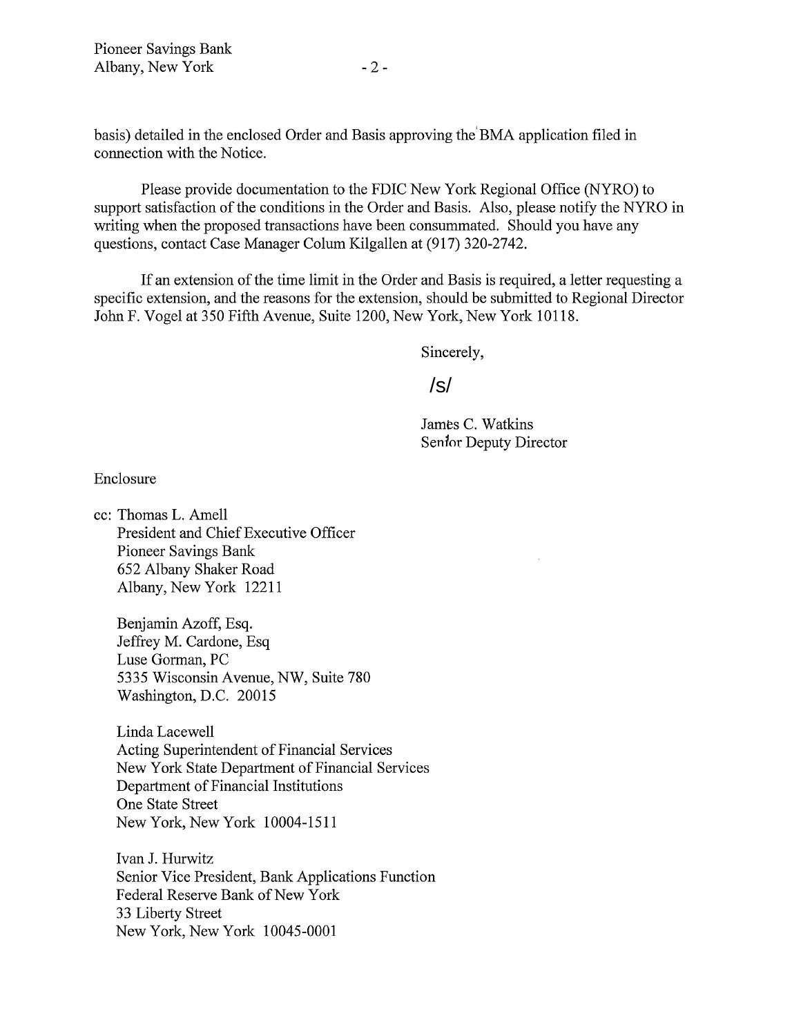basis) detailed in the enclosed Order and Basis approving the BMA application filed in connection with the Notice.

Please provide documentation to the FDIC New York Regional Office (NYRO) to support satisfaction of the conditions in the Order and Basis. Also, please notify the NYRO in writing when the proposed transactions have been consummated. Should you have any questions, contact Case Manager Colum Kilgallen at (917) 320-2742.

If an extension of the time limit in the Order and Basis is required, a letter requesting a specific extension, and the reasons for the extension, should be submitted to Regional Director John F. Vogel at 350 Fifth Avenue, Suite 1200, New York, New York 10118.

Sincerely,

/s/

James C. Watkins
Senior Deputy Director

Enclosure

cc: Thomas L. Amell
President and Chief Executive Officer
Pioneer Savings Bank
652 Albany Shaker Road
Albany, New York 12211

Benjamin Azoff, Esq.
Jeffrey M. Cardone, Esq
Luse Gorman, PC
5335 Wisconsin Avenue, NW, Suite 780
Washington, D.C. 20015

Linda Lacewell
Acting Superintendent of Financial Services
New York State Department of Financial Services
Department of Financial Institutions
One State Street
New York, New York 10004-1511

Ivan J. Hurwitz
Senior Vice President, Bank Applications Function
Federal Reserve Bank of New York
33 Liberty Street
New York, New York 10045-0001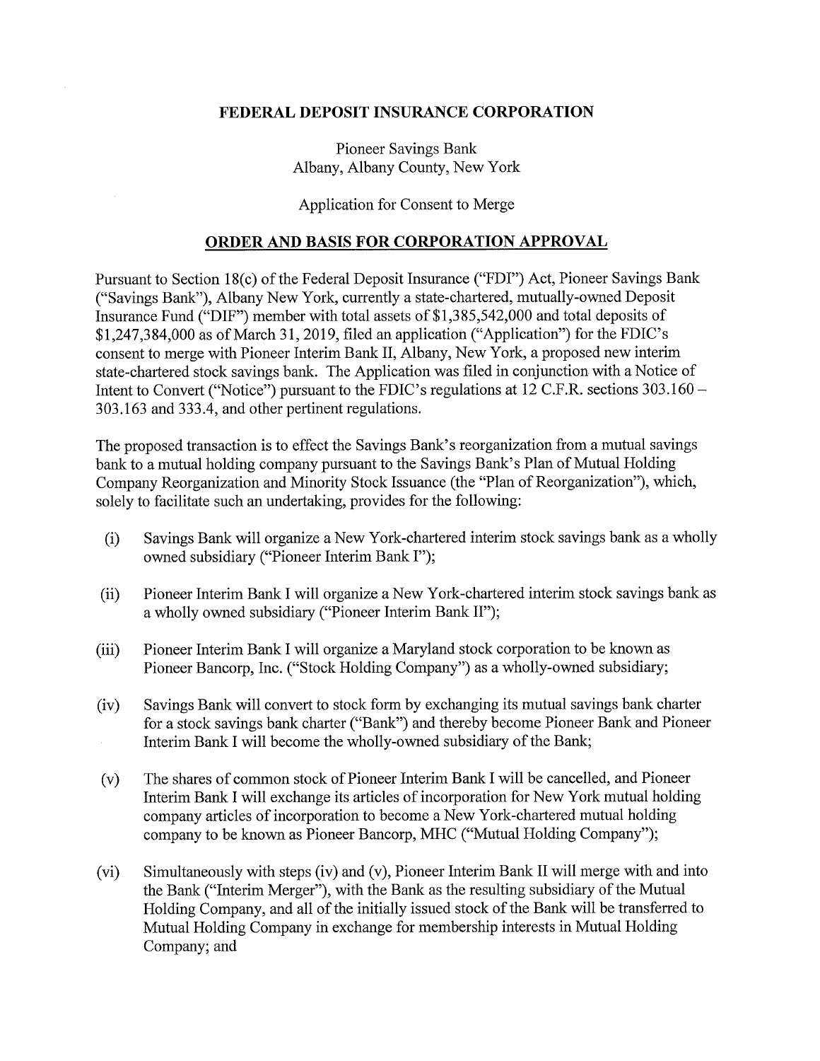**FEDERAL DEPOSIT INSURANCE CORPORATION**

Pioneer Savings Bank
Albany, Albany County, New York

Application for Consent to Merge

**ORDER AND BASIS FOR CORPORATION APPROVAL**

Pursuant to Section 18(c) of the Federal Deposit Insurance ("FDI") Act, Pioneer Savings Bank ("Savings Bank"), Albany New York, currently a state-chartered, mutually-owned Deposit Insurance Fund ("DIF") member with total assets of $1,385,542,000 and total deposits of $1,247,384,000 as of March 31, 2019, filed an application ("Application") for the FDIC's consent to merge with Pioneer Interim Bank II, Albany, New York, a proposed new interim state-chartered stock savings bank. The Application was filed in conjunction with a Notice of Intent to Convert ("Notice") pursuant to the FDIC's regulations at 12 C.F.R. sections 303.160 – 303.163 and 333.4, and other pertinent regulations.

The proposed transaction is to effect the Savings Bank's reorganization from a mutual savings bank to a mutual holding company pursuant to the Savings Bank's Plan of Mutual Holding Company Reorganization and Minority Stock Issuance (the "Plan of Reorganization"), which, solely to facilitate such an undertaking, provides for the following:

(i) Savings Bank will organize a New York-chartered interim stock savings bank as a wholly owned subsidiary ("Pioneer Interim Bank I");

(ii) Pioneer Interim Bank I will organize a New York-chartered interim stock savings bank as a wholly owned subsidiary ("Pioneer Interim Bank II");

(iii) Pioneer Interim Bank I will organize a Maryland stock corporation to be known as Pioneer Bancorp, Inc. ("Stock Holding Company") as a wholly-owned subsidiary;

(iv) Savings Bank will convert to stock form by exchanging its mutual savings bank charter for a stock savings bank charter ("Bank") and thereby become Pioneer Bank and Pioneer Interim Bank I will become the wholly-owned subsidiary of the Bank;

(v) The shares of common stock of Pioneer Interim Bank I will be cancelled, and Pioneer Interim Bank I will exchange its articles of incorporation for New York mutual holding company articles of incorporation to become a New York-chartered mutual holding company to be known as Pioneer Bancorp, MHC ("Mutual Holding Company");

(vi) Simultaneously with steps (iv) and (v), Pioneer Interim Bank II will merge with and into the Bank ("Interim Merger"), with the Bank as the resulting subsidiary of the Mutual Holding Company, and all of the initially issued stock of the Bank will be transferred to Mutual Holding Company in exchange for membership interests in Mutual Holding Company; and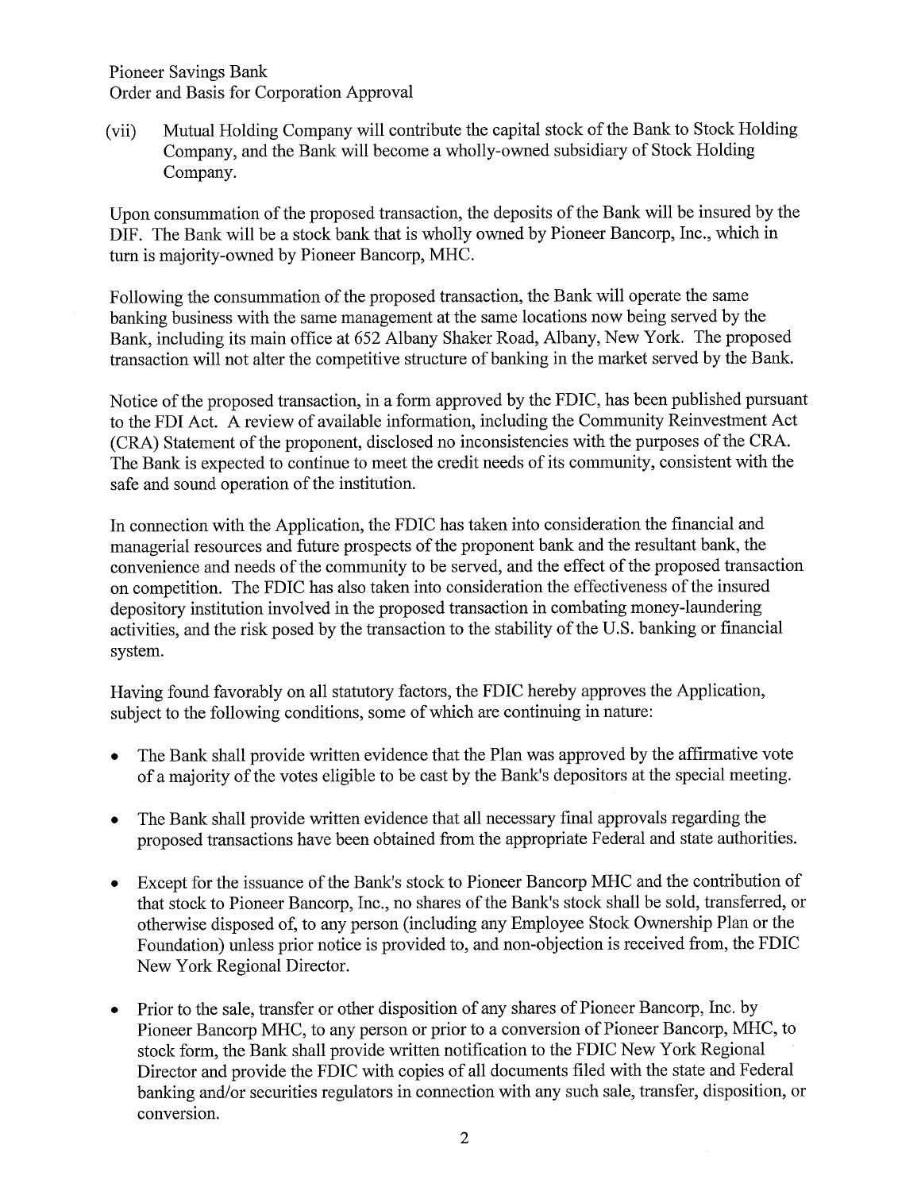(vii) Mutual Holding Company will contribute the capital stock of the Bank to Stock Holding Company, and the Bank will become a wholly-owned subsidiary of Stock Holding Company.

Upon consummation of the proposed transaction, the deposits of the Bank will be insured by the DIF. The Bank will be a stock bank that is wholly owned by Pioneer Bancorp, Inc., which in turn is majority-owned by Pioneer Bancorp, MHC.

Following the consummation of the proposed transaction, the Bank will operate the same banking business with the same management at the same locations now being served by the Bank, including its main office at 652 Albany Shaker Road, Albany, New York. The proposed transaction will not alter the competitive structure of banking in the market served by the Bank.

Notice of the proposed transaction, in a form approved by the FDIC, has been published pursuant to the FDI Act. A review of available information, including the Community Reinvestment Act (CRA) Statement of the proponent, disclosed no inconsistencies with the purposes of the CRA. The Bank is expected to continue to meet the credit needs of its community, consistent with the safe and sound operation of the institution.

In connection with the Application, the FDIC has taken into consideration the financial and managerial resources and future prospects of the proponent bank and the resultant bank, the convenience and needs of the community to be served, and the effect of the proposed transaction on competition. The FDIC has also taken into consideration the effectiveness of the insured depository institution involved in the proposed transaction in combating money-laundering activities, and the risk posed by the transaction to the stability of the U.S. banking or financial system.

Having found favorably on all statutory factors, the FDIC hereby approves the Application, subject to the following conditions, some of which are continuing in nature:

- The Bank shall provide written evidence that the Plan was approved by the affirmative vote of a majority of the votes eligible to be cast by the Bank's depositors at the special meeting.

- The Bank shall provide written evidence that all necessary final approvals regarding the proposed transactions have been obtained from the appropriate Federal and state authorities.

- Except for the issuance of the Bank's stock to Pioneer Bancorp MHC and the contribution of that stock to Pioneer Bancorp, Inc., no shares of the Bank's stock shall be sold, transferred, or otherwise disposed of, to any person (including any Employee Stock Ownership Plan or the Foundation) unless prior notice is provided to, and non-objection is received from, the FDIC New York Regional Director.

- Prior to the sale, transfer or other disposition of any shares of Pioneer Bancorp, Inc. by Pioneer Bancorp MHC, to any person or prior to a conversion of Pioneer Bancorp, MHC, to stock form, the Bank shall provide written notification to the FDIC New York Regional Director and provide the FDIC with copies of all documents filed with the state and Federal banking and/or securities regulators in connection with any such sale, transfer, disposition, or conversion.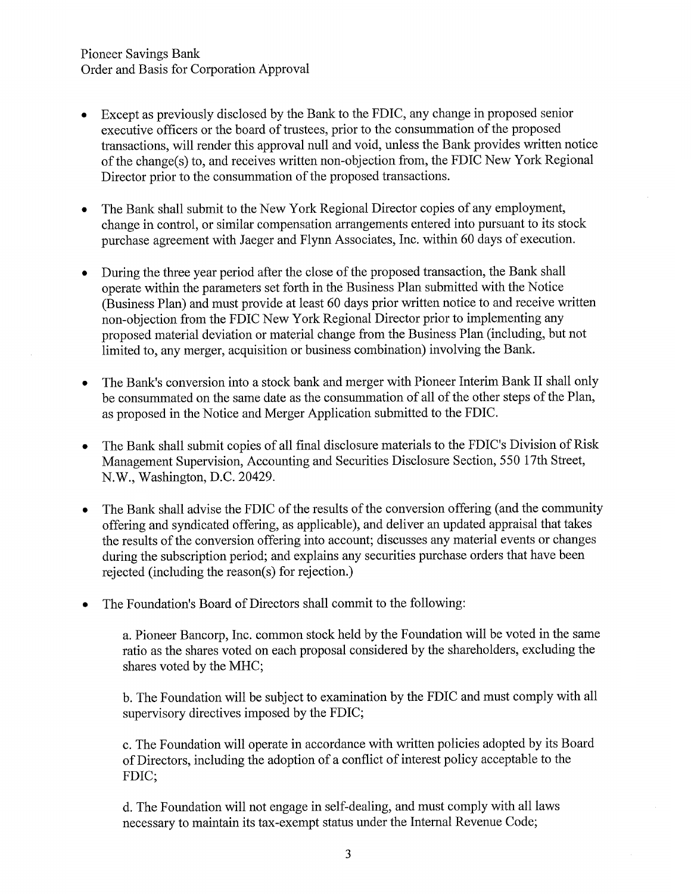- Except as previously disclosed by the Bank to the FDIC, any change in proposed senior executive officers or the board of trustees, prior to the consummation of the proposed transactions, will render this approval null and void, unless the Bank provides written notice of the change(s) to, and receives written non-objection from, the FDIC New York Regional Director prior to the consummation of the proposed transactions.

- The Bank shall submit to the New York Regional Director copies of any employment, change in control, or similar compensation arrangements entered into pursuant to its stock purchase agreement with Jaeger and Flynn Associates, Inc. within 60 days of execution.

- During the three year period after the close of the proposed transaction, the Bank shall operate within the parameters set forth in the Business Plan submitted with the Notice (Business Plan) and must provide at least 60 days prior written notice to and receive written non-objection from the FDIC New York Regional Director prior to implementing any proposed material deviation or material change from the Business Plan (including, but not limited to, any merger, acquisition or business combination) involving the Bank.

- The Bank's conversion into a stock bank and merger with Pioneer Interim Bank II shall only be consummated on the same date as the consummation of all of the other steps of the Plan, as proposed in the Notice and Merger Application submitted to the FDIC.

- The Bank shall submit copies of all final disclosure materials to the FDIC's Division of Risk Management Supervision, Accounting and Securities Disclosure Section, 550 17th Street, N.W., Washington, D.C. 20429.

- The Bank shall advise the FDIC of the results of the conversion offering (and the community offering and syndicated offering, as applicable), and deliver an updated appraisal that takes the results of the conversion offering into account; discusses any material events or changes during the subscription period; and explains any securities purchase orders that have been rejected (including the reason(s) for rejection.)

- The Foundation's Board of Directors shall commit to the following:

  a. Pioneer Bancorp, Inc. common stock held by the Foundation will be voted in the same ratio as the shares voted on each proposal considered by the shareholders, excluding the shares voted by the MHC;

  b. The Foundation will be subject to examination by the FDIC and must comply with all supervisory directives imposed by the FDIC;

  c. The Foundation will operate in accordance with written policies adopted by its Board of Directors, including the adoption of a conflict of interest policy acceptable to the FDIC;

  d. The Foundation will not engage in self-dealing, and must comply with all laws necessary to maintain its tax-exempt status under the Internal Revenue Code;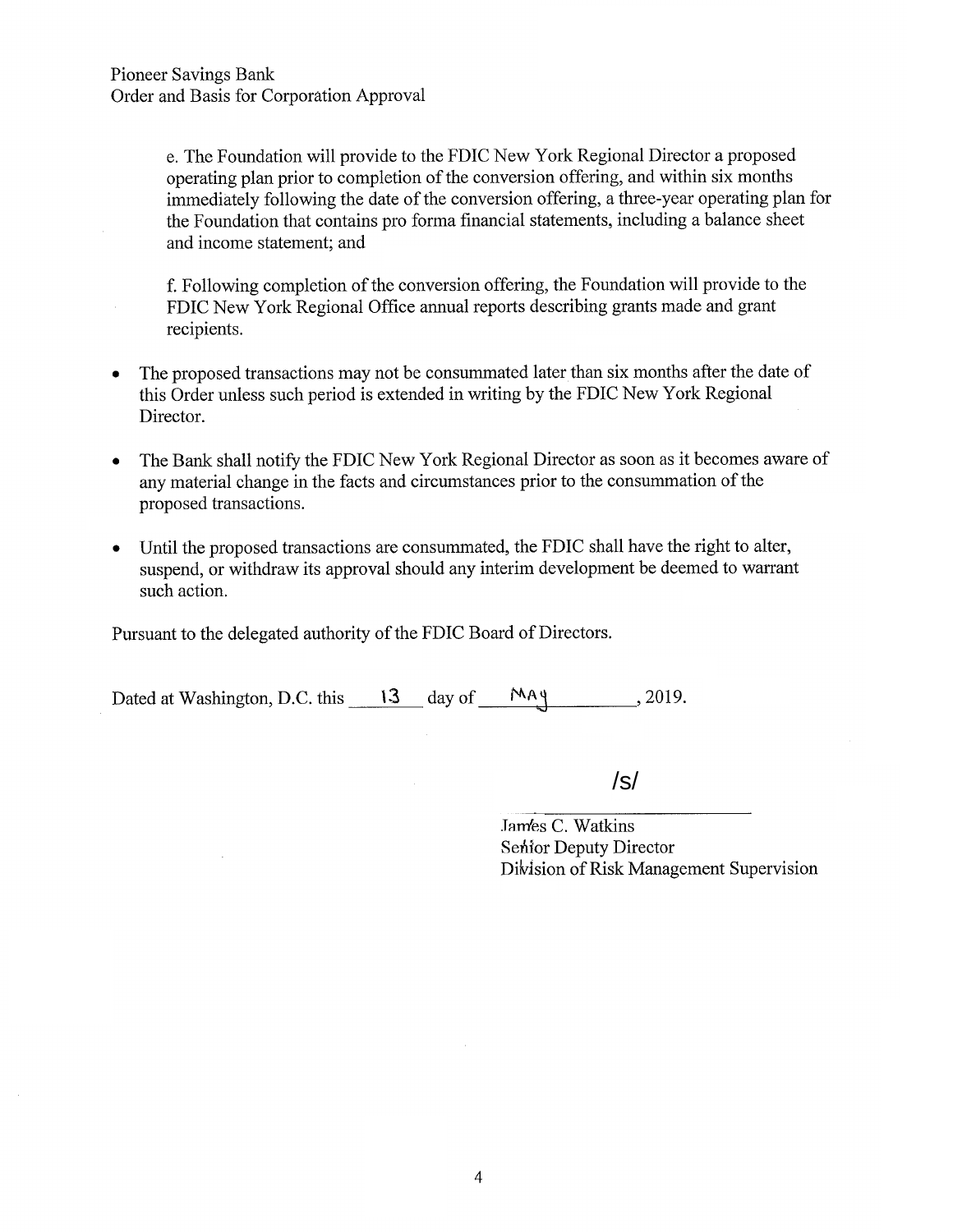e. The Foundation will provide to the FDIC New York Regional Director a proposed operating plan prior to completion of the conversion offering, and within six months immediately following the date of the conversion offering, a three-year operating plan for the Foundation that contains pro forma financial statements, including a balance sheet and income statement; and

f. Following completion of the conversion offering, the Foundation will provide to the FDIC New York Regional Office annual reports describing grants made and grant recipients.

- The proposed transactions may not be consummated later than six months after the date of this Order unless such period is extended in writing by the FDIC New York Regional Director.
- The Bank shall notify the FDIC New York Regional Director as soon as it becomes aware of any material change in the facts and circumstances prior to the consummation of the proposed transactions.
- Until the proposed transactions are consummated, the FDIC shall have the right to alter, suspend, or withdraw its approval should any interim development be deemed to warrant such action.

Pursuant to the delegated authority of the FDIC Board of Directors.

Dated at Washington, D.C. this 13 day of May, 2019.

/s/

James C. Watkins
Senior Deputy Director
Division of Risk Management Supervision